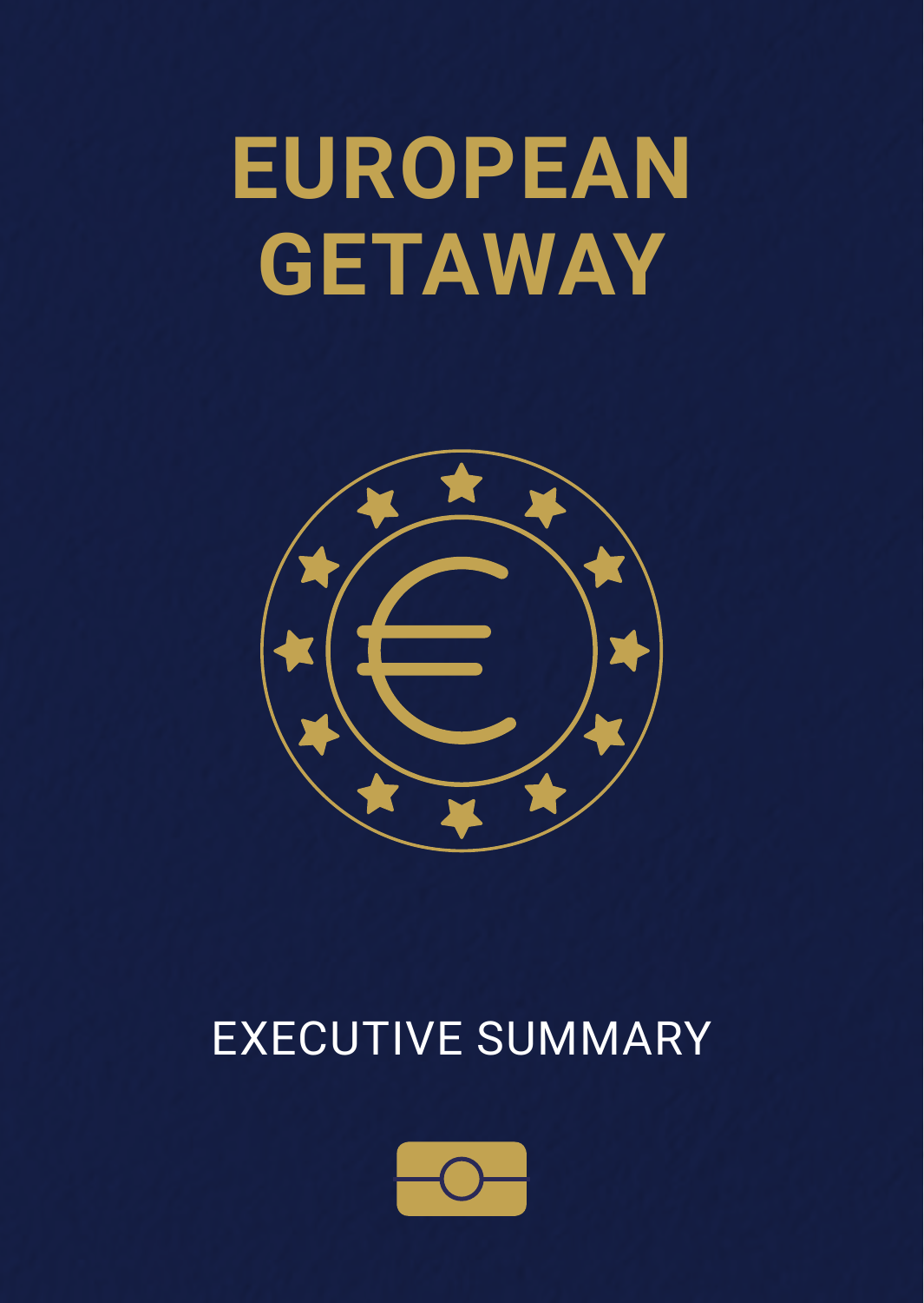# EUROPEAN GETAWAY

EXECUTIVE SUMMARY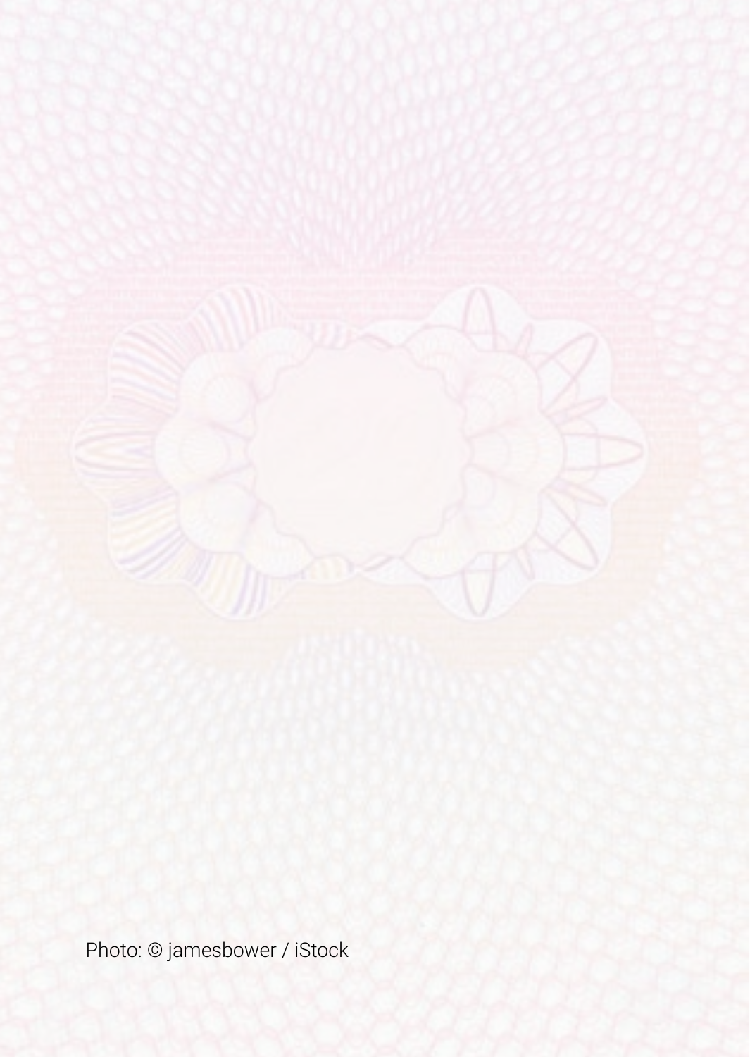Photo: © jamesbower / iStock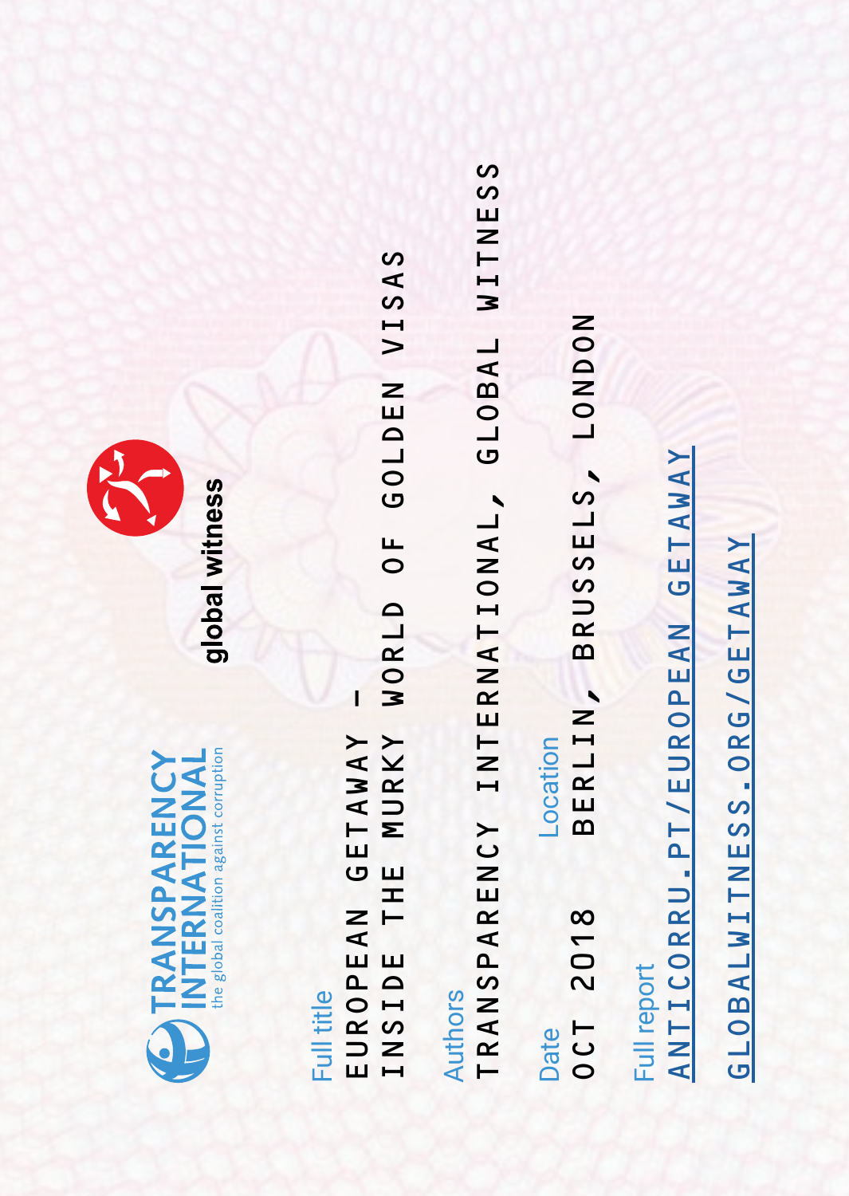TRANSPARENCY INTERNATIONAL
the global coalition against corruption

global witness

Full title
EUROPEAN GETAWAY – INSIDE THE MURKY WORLD OF GOLDEN VISAS

Authors
TRANSPARENCY INTERNATIONAL, GLOBAL WITNESS

Date
OCT 2018

Location
BERLIN, BRUSSELS, LONDON

Full report
ANTICORRU.PT/EUROPEAN GETAWAY

GLOBALWITNESS.ORG/GETAWAY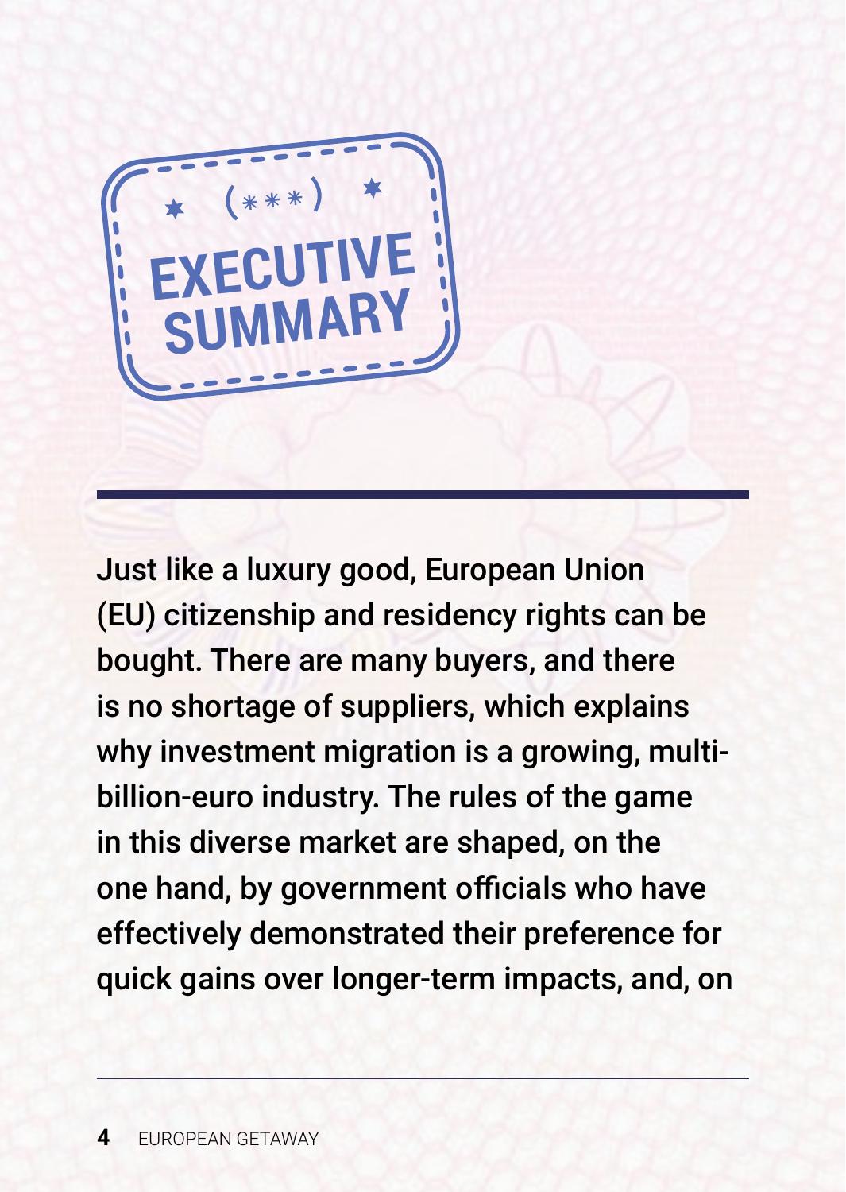# EXECUTIVE SUMMARY

Just like a luxury good, European Union (EU) citizenship and residency rights can be bought. There are many buyers, and there is no shortage of suppliers, which explains why investment migration is a growing, multi-billion-euro industry. The rules of the game in this diverse market are shaped, on the one hand, by government officials who have effectively demonstrated their preference for quick gains over longer-term impacts, and, on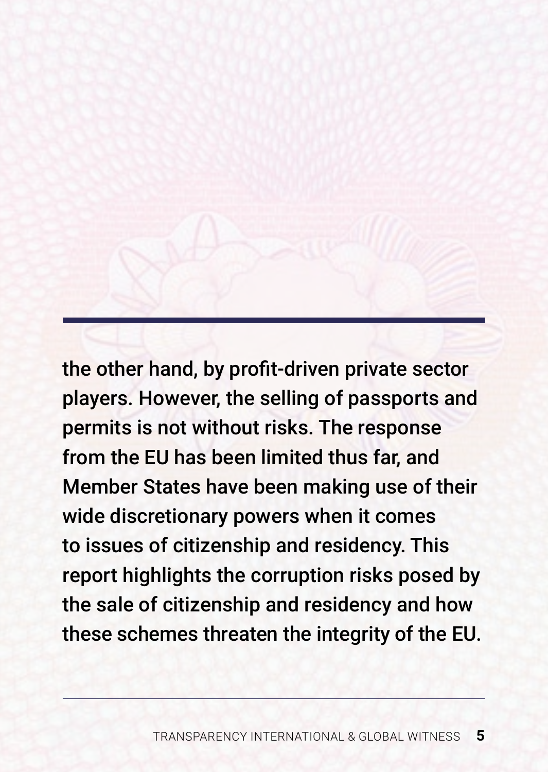the other hand, by profit-driven private sector players. However, the selling of passports and permits is not without risks. The response from the EU has been limited thus far, and Member States have been making use of their wide discretionary powers when it comes to issues of citizenship and residency. This report highlights the corruption risks posed by the sale of citizenship and residency and how these schemes threaten the integrity of the EU.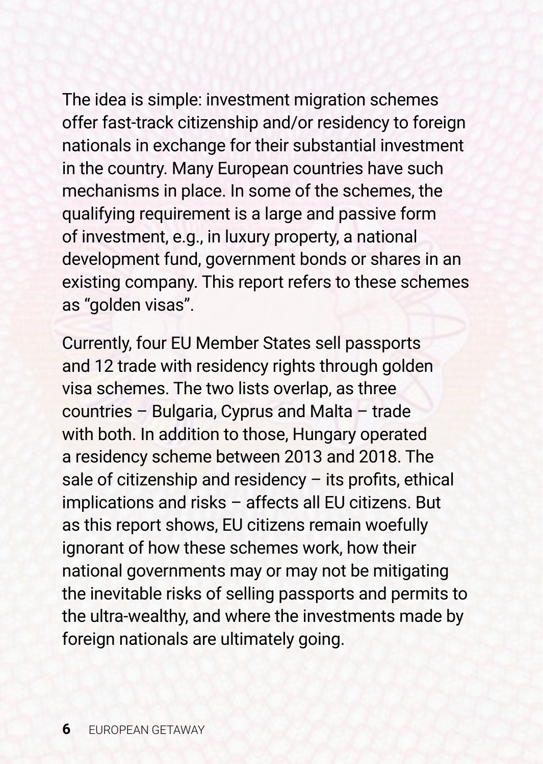The idea is simple: investment migration schemes offer fast-track citizenship and/or residency to foreign nationals in exchange for their substantial investment in the country. Many European countries have such mechanisms in place. In some of the schemes, the qualifying requirement is a large and passive form of investment, e.g., in luxury property, a national development fund, government bonds or shares in an existing company. This report refers to these schemes as "golden visas".

Currently, four EU Member States sell passports and 12 trade with residency rights through golden visa schemes. The two lists overlap, as three countries – Bulgaria, Cyprus and Malta – trade with both. In addition to those, Hungary operated a residency scheme between 2013 and 2018. The sale of citizenship and residency – its profits, ethical implications and risks – affects all EU citizens. But as this report shows, EU citizens remain woefully ignorant of how these schemes work, how their national governments may or may not be mitigating the inevitable risks of selling passports and permits to the ultra-wealthy, and where the investments made by foreign nationals are ultimately going.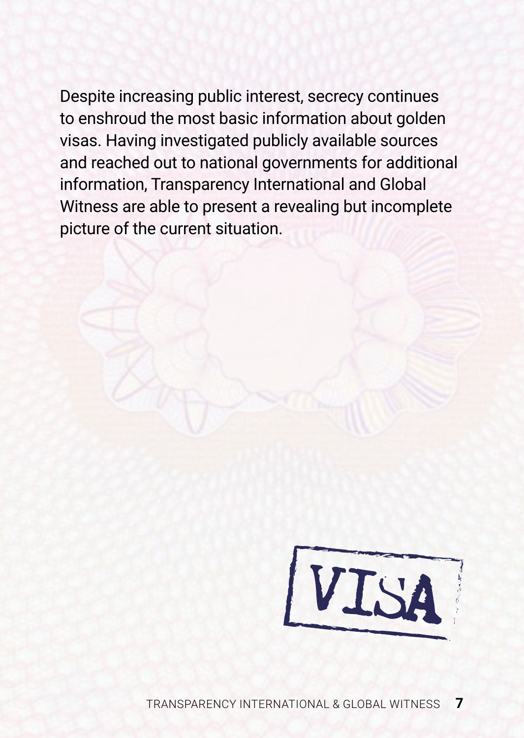Despite increasing public interest, secrecy continues to enshroud the most basic information about golden visas. Having investigated publicly available sources and reached out to national governments for additional information, Transparency International and Global Witness are able to present a revealing but incomplete picture of the current situation.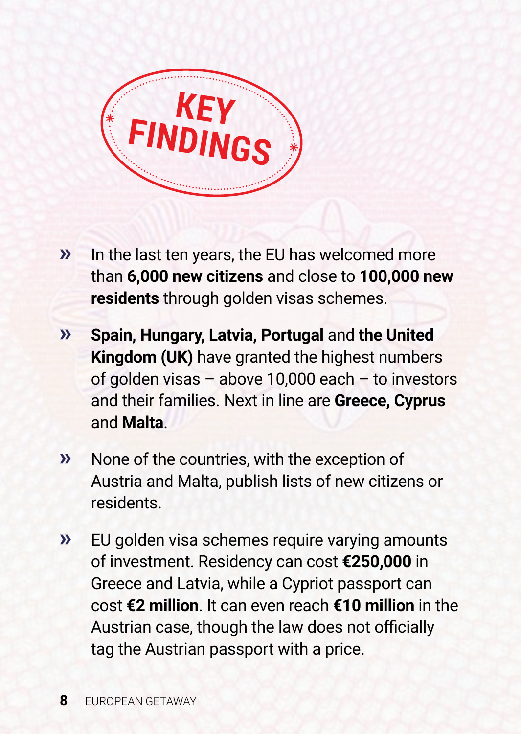# KEY FINDINGS

- In the last ten years, the EU has welcomed more than **6,000 new citizens** and close to **100,000 new residents** through golden visas schemes.
- **Spain, Hungary, Latvia, Portugal** and **the United Kingdom (UK)** have granted the highest numbers of golden visas – above 10,000 each – to investors and their families. Next in line are **Greece, Cyprus** and **Malta**.
- None of the countries, with the exception of Austria and Malta, publish lists of new citizens or residents.
- EU golden visa schemes require varying amounts of investment. Residency can cost **€250,000** in Greece and Latvia, while a Cypriot passport can cost **€2 million**. It can even reach **€10 million** in the Austrian case, though the law does not officially tag the Austrian passport with a price.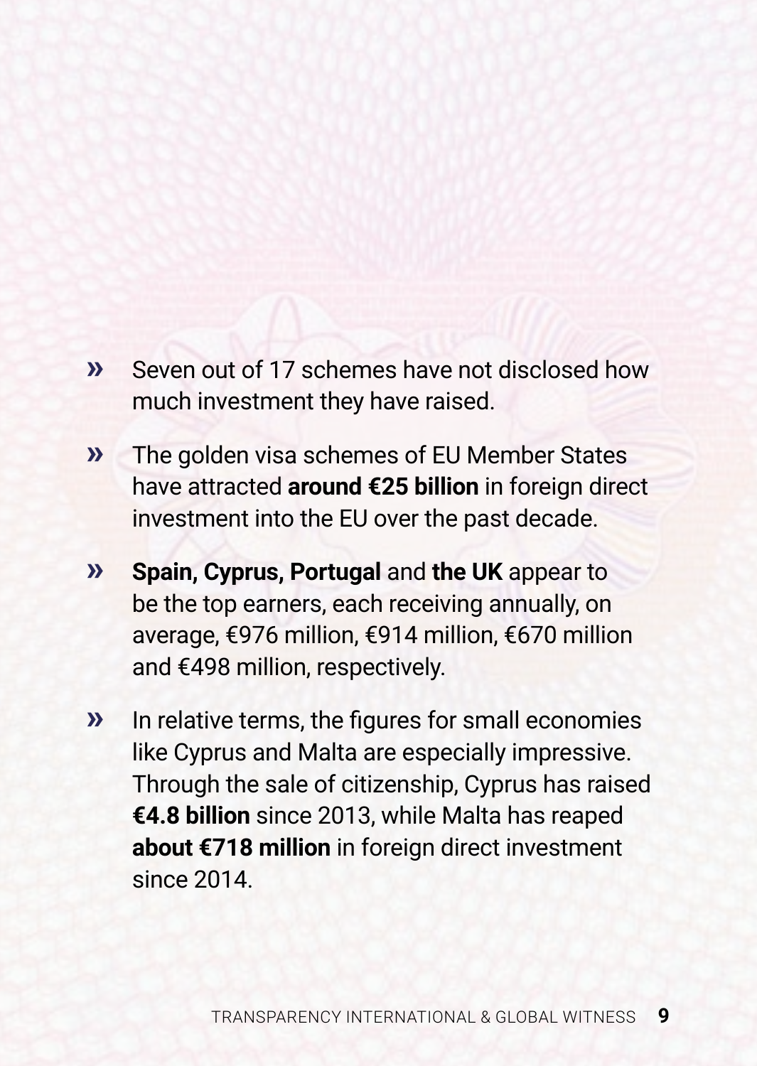- Seven out of 17 schemes have not disclosed how much investment they have raised.
- The golden visa schemes of EU Member States have attracted **around €25 billion** in foreign direct investment into the EU over the past decade.
- **Spain, Cyprus, Portugal** and **the UK** appear to be the top earners, each receiving annually, on average, €976 million, €914 million, €670 million and €498 million, respectively.
- In relative terms, the figures for small economies like Cyprus and Malta are especially impressive. Through the sale of citizenship, Cyprus has raised **€4.8 billion** since 2013, while Malta has reaped **about €718 million** in foreign direct investment since 2014.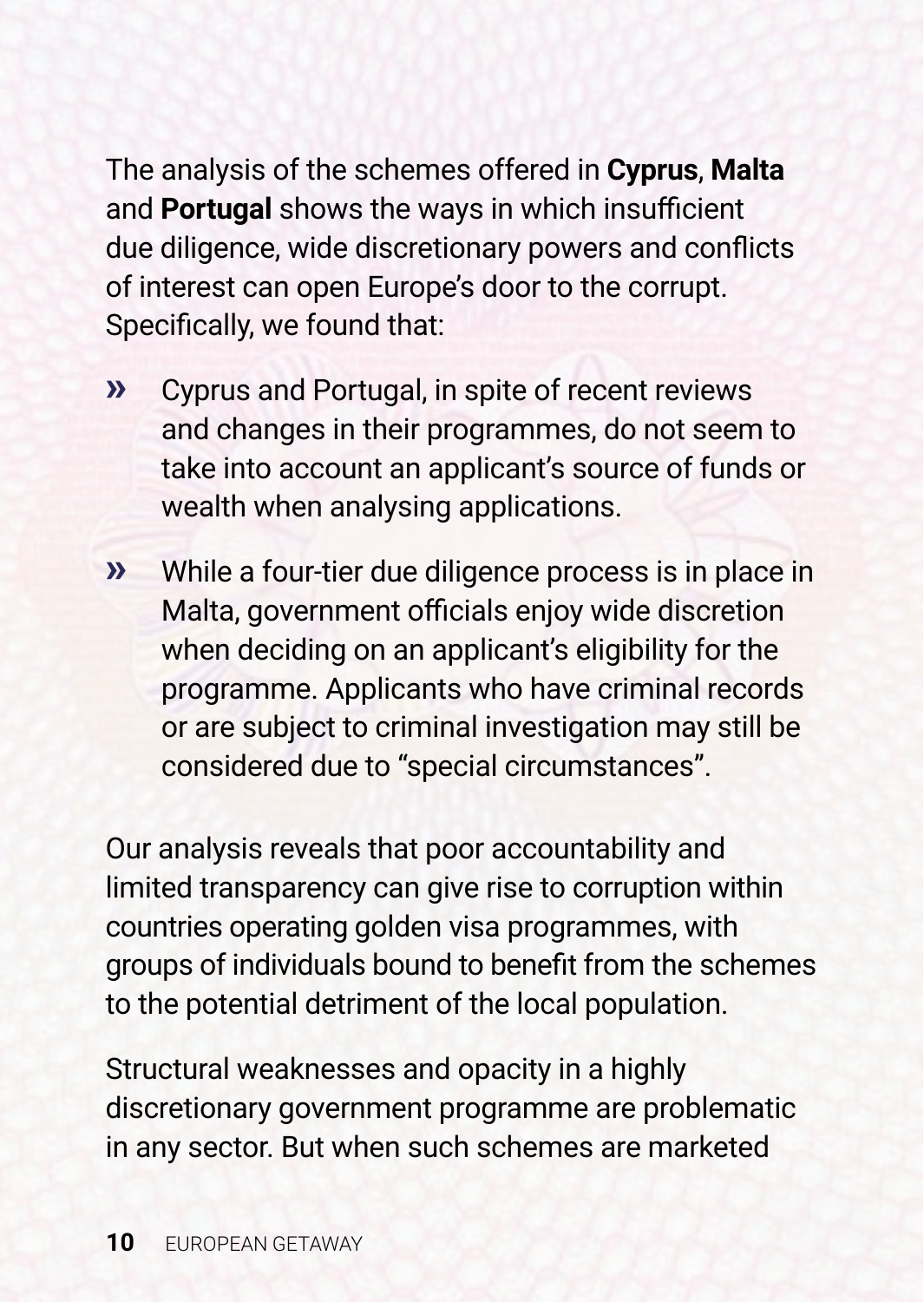The analysis of the schemes offered in **Cyprus**, **Malta** and **Portugal** shows the ways in which insufficient due diligence, wide discretionary powers and conflicts of interest can open Europe's door to the corrupt. Specifically, we found that:

- Cyprus and Portugal, in spite of recent reviews and changes in their programmes, do not seem to take into account an applicant's source of funds or wealth when analysing applications.
- While a four-tier due diligence process is in place in Malta, government officials enjoy wide discretion when deciding on an applicant's eligibility for the programme. Applicants who have criminal records or are subject to criminal investigation may still be considered due to "special circumstances".

Our analysis reveals that poor accountability and limited transparency can give rise to corruption within countries operating golden visa programmes, with groups of individuals bound to benefit from the schemes to the potential detriment of the local population.

Structural weaknesses and opacity in a highly discretionary government programme are problematic in any sector. But when such schemes are marketed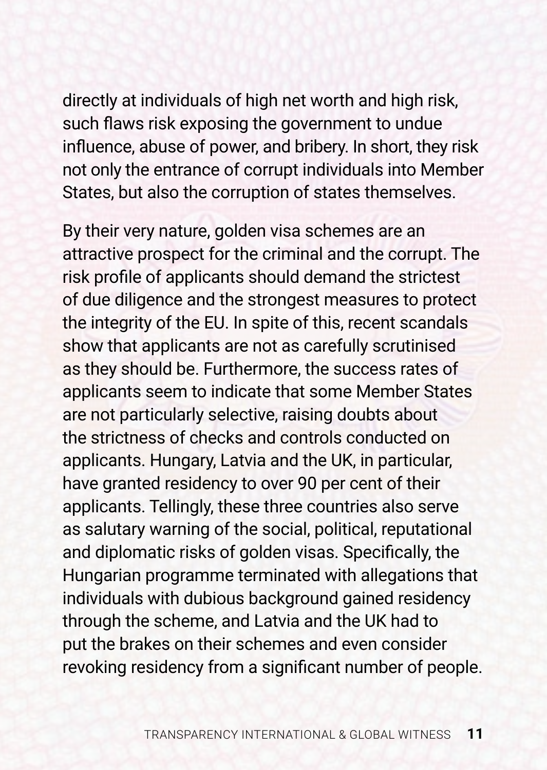directly at individuals of high net worth and high risk, such flaws risk exposing the government to undue influence, abuse of power, and bribery. In short, they risk not only the entrance of corrupt individuals into Member States, but also the corruption of states themselves.

By their very nature, golden visa schemes are an attractive prospect for the criminal and the corrupt. The risk profile of applicants should demand the strictest of due diligence and the strongest measures to protect the integrity of the EU. In spite of this, recent scandals show that applicants are not as carefully scrutinised as they should be. Furthermore, the success rates of applicants seem to indicate that some Member States are not particularly selective, raising doubts about the strictness of checks and controls conducted on applicants. Hungary, Latvia and the UK, in particular, have granted residency to over 90 per cent of their applicants. Tellingly, these three countries also serve as salutary warning of the social, political, reputational and diplomatic risks of golden visas. Specifically, the Hungarian programme terminated with allegations that individuals with dubious background gained residency through the scheme, and Latvia and the UK had to put the brakes on their schemes and even consider revoking residency from a significant number of people.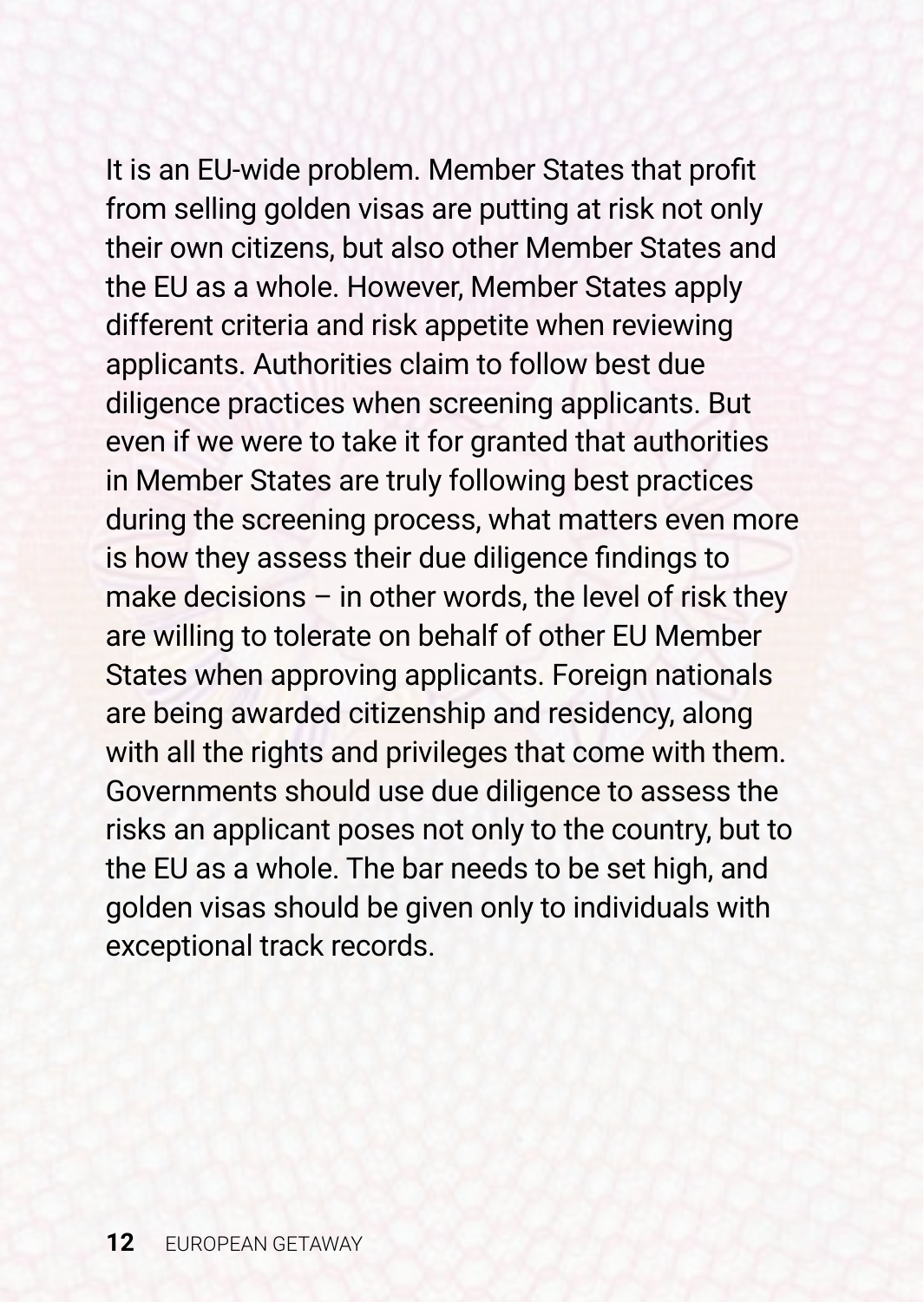It is an EU-wide problem. Member States that profit from selling golden visas are putting at risk not only their own citizens, but also other Member States and the EU as a whole. However, Member States apply different criteria and risk appetite when reviewing applicants. Authorities claim to follow best due diligence practices when screening applicants. But even if we were to take it for granted that authorities in Member States are truly following best practices during the screening process, what matters even more is how they assess their due diligence findings to make decisions – in other words, the level of risk they are willing to tolerate on behalf of other EU Member States when approving applicants. Foreign nationals are being awarded citizenship and residency, along with all the rights and privileges that come with them. Governments should use due diligence to assess the risks an applicant poses not only to the country, but to the EU as a whole. The bar needs to be set high, and golden visas should be given only to individuals with exceptional track records.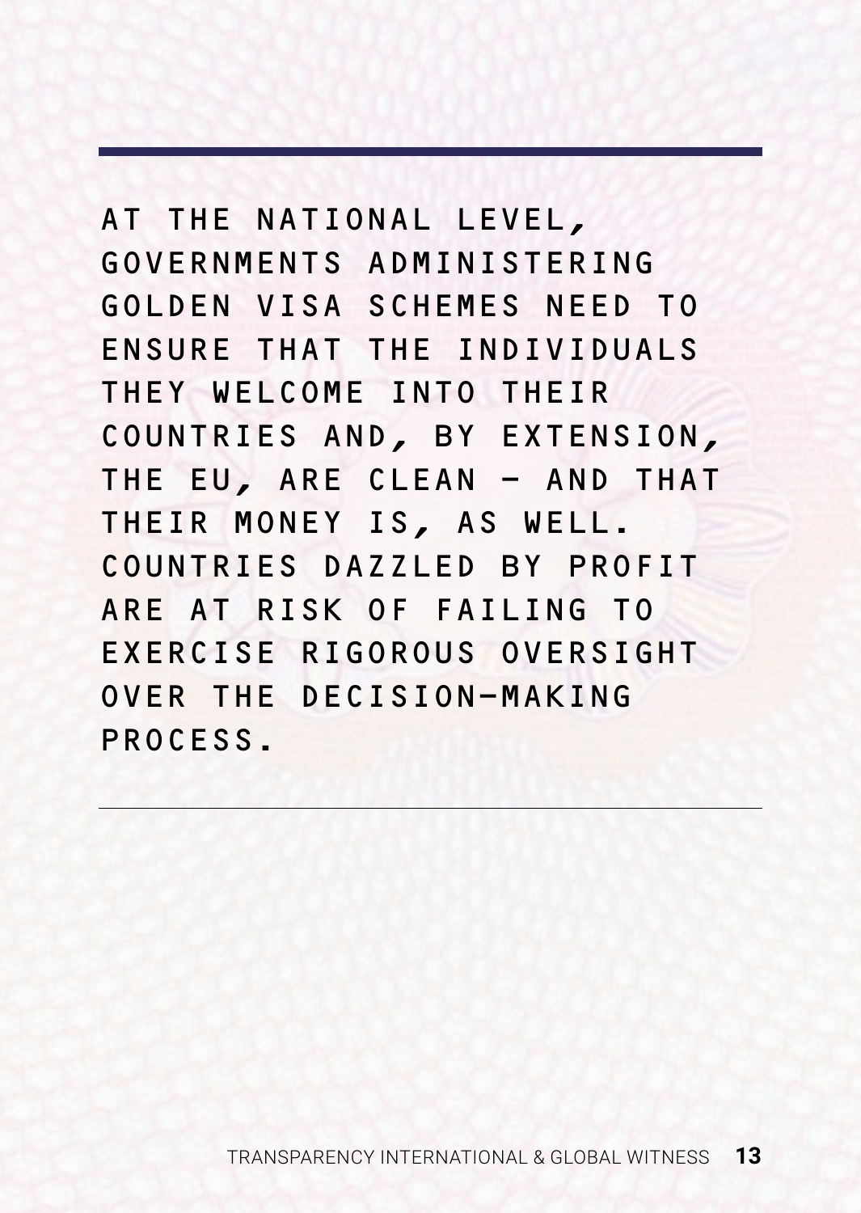AT THE NATIONAL LEVEL, GOVERNMENTS ADMINISTERING GOLDEN VISA SCHEMES NEED TO ENSURE THAT THE INDIVIDUALS THEY WELCOME INTO THEIR COUNTRIES AND, BY EXTENSION, THE EU, ARE CLEAN – AND THAT THEIR MONEY IS, AS WELL. COUNTRIES DAZZLED BY PROFIT ARE AT RISK OF FAILING TO EXERCISE RIGOROUS OVERSIGHT OVER THE DECISION-MAKING PROCESS.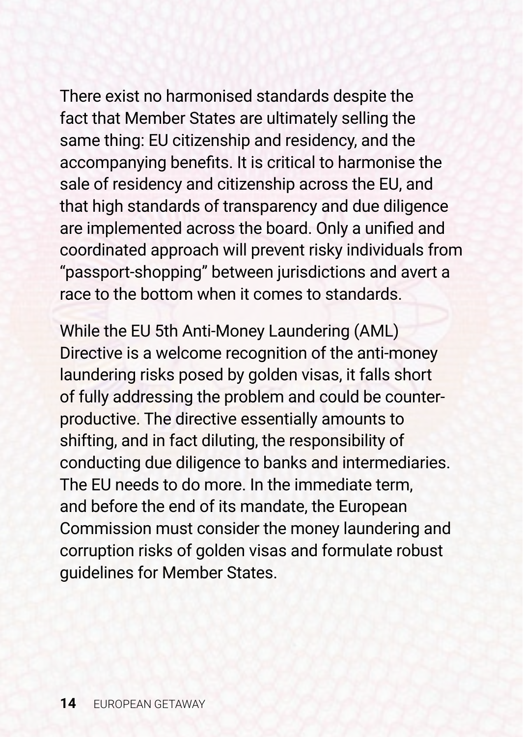There exist no harmonised standards despite the fact that Member States are ultimately selling the same thing: EU citizenship and residency, and the accompanying benefits. It is critical to harmonise the sale of residency and citizenship across the EU, and that high standards of transparency and due diligence are implemented across the board. Only a unified and coordinated approach will prevent risky individuals from "passport-shopping" between jurisdictions and avert a race to the bottom when it comes to standards.

While the EU 5th Anti-Money Laundering (AML) Directive is a welcome recognition of the anti-money laundering risks posed by golden visas, it falls short of fully addressing the problem and could be counter-productive. The directive essentially amounts to shifting, and in fact diluting, the responsibility of conducting due diligence to banks and intermediaries. The EU needs to do more. In the immediate term, and before the end of its mandate, the European Commission must consider the money laundering and corruption risks of golden visas and formulate robust guidelines for Member States.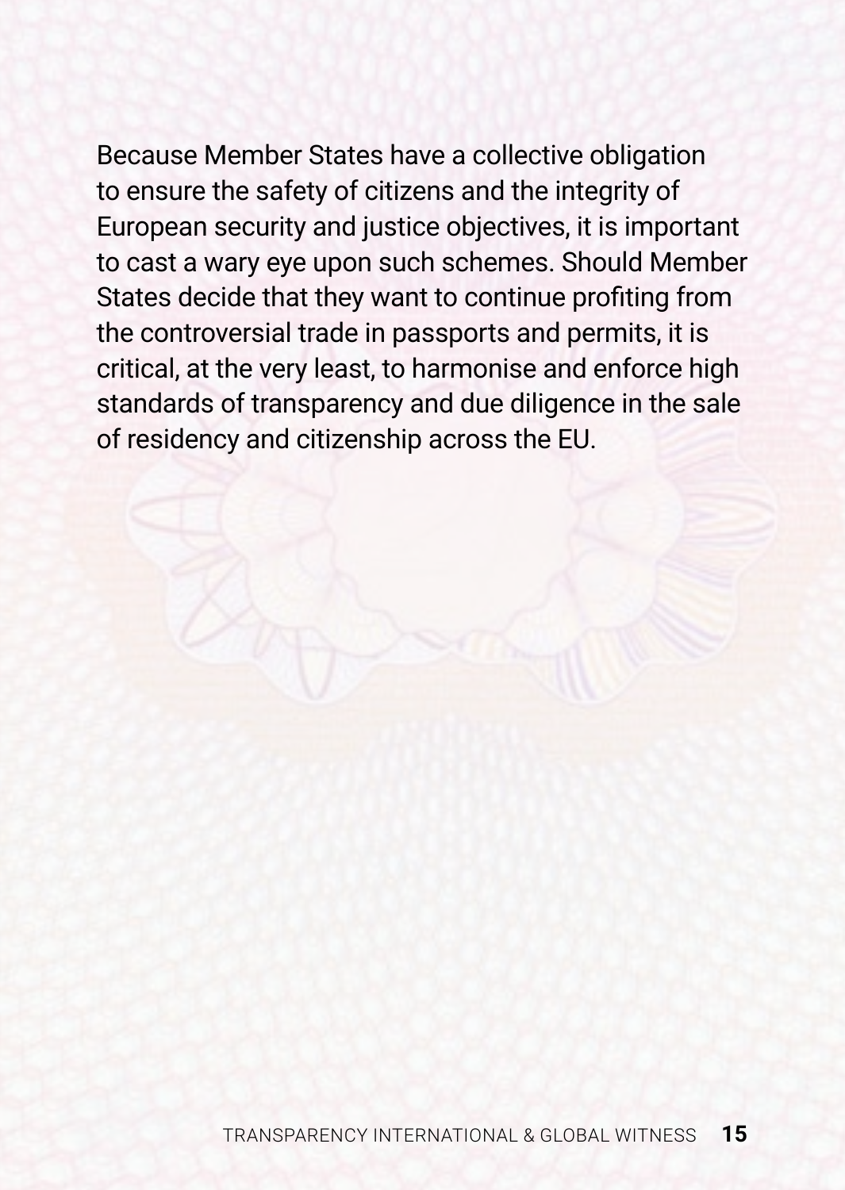Because Member States have a collective obligation to ensure the safety of citizens and the integrity of European security and justice objectives, it is important to cast a wary eye upon such schemes. Should Member States decide that they want to continue profiting from the controversial trade in passports and permits, it is critical, at the very least, to harmonise and enforce high standards of transparency and due diligence in the sale of residency and citizenship across the EU.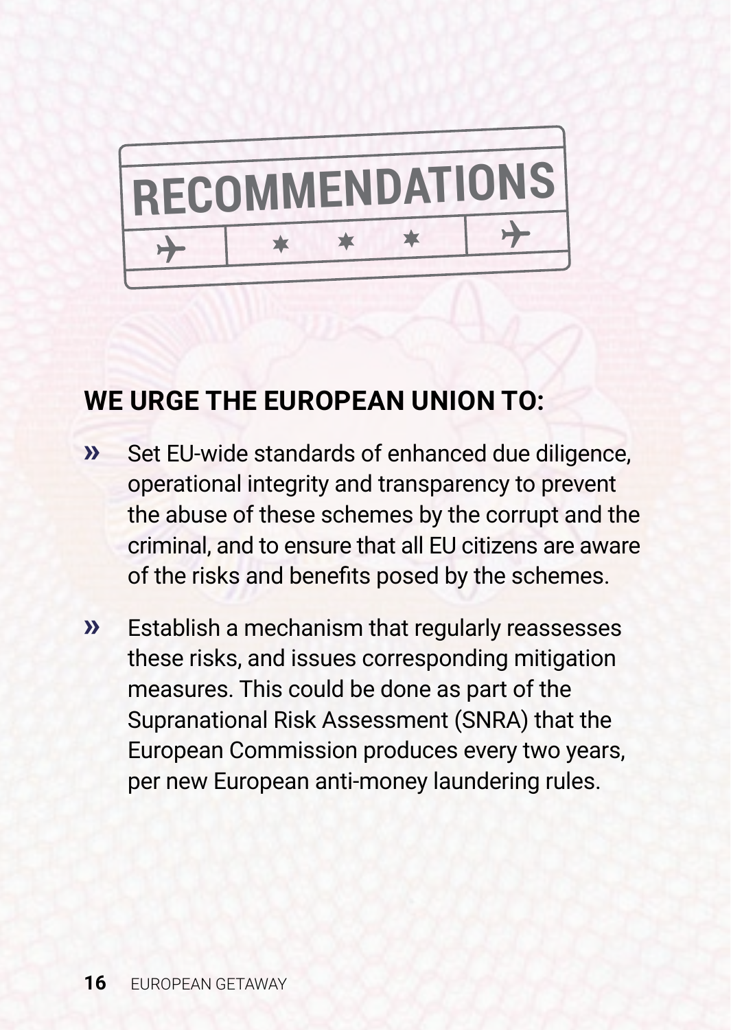# RECOMMENDATIONS

## WE URGE THE EUROPEAN UNION TO:

- Set EU-wide standards of enhanced due diligence, operational integrity and transparency to prevent the abuse of these schemes by the corrupt and the criminal, and to ensure that all EU citizens are aware of the risks and benefits posed by the schemes.
- Establish a mechanism that regularly reassesses these risks, and issues corresponding mitigation measures. This could be done as part of the Supranational Risk Assessment (SNRA) that the European Commission produces every two years, per new European anti-money laundering rules.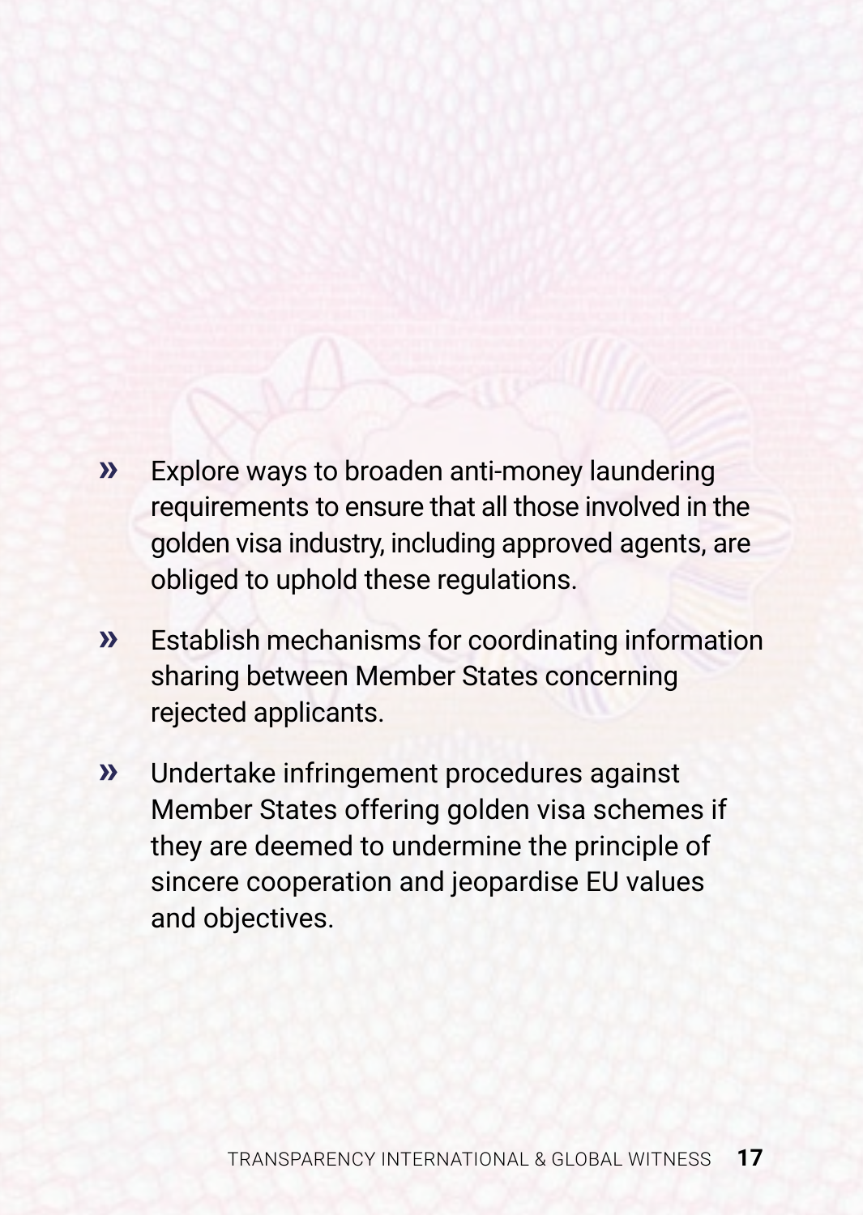- Explore ways to broaden anti-money laundering requirements to ensure that all those involved in the golden visa industry, including approved agents, are obliged to uphold these regulations.
- Establish mechanisms for coordinating information sharing between Member States concerning rejected applicants.
- Undertake infringement procedures against Member States offering golden visa schemes if they are deemed to undermine the principle of sincere cooperation and jeopardise EU values and objectives.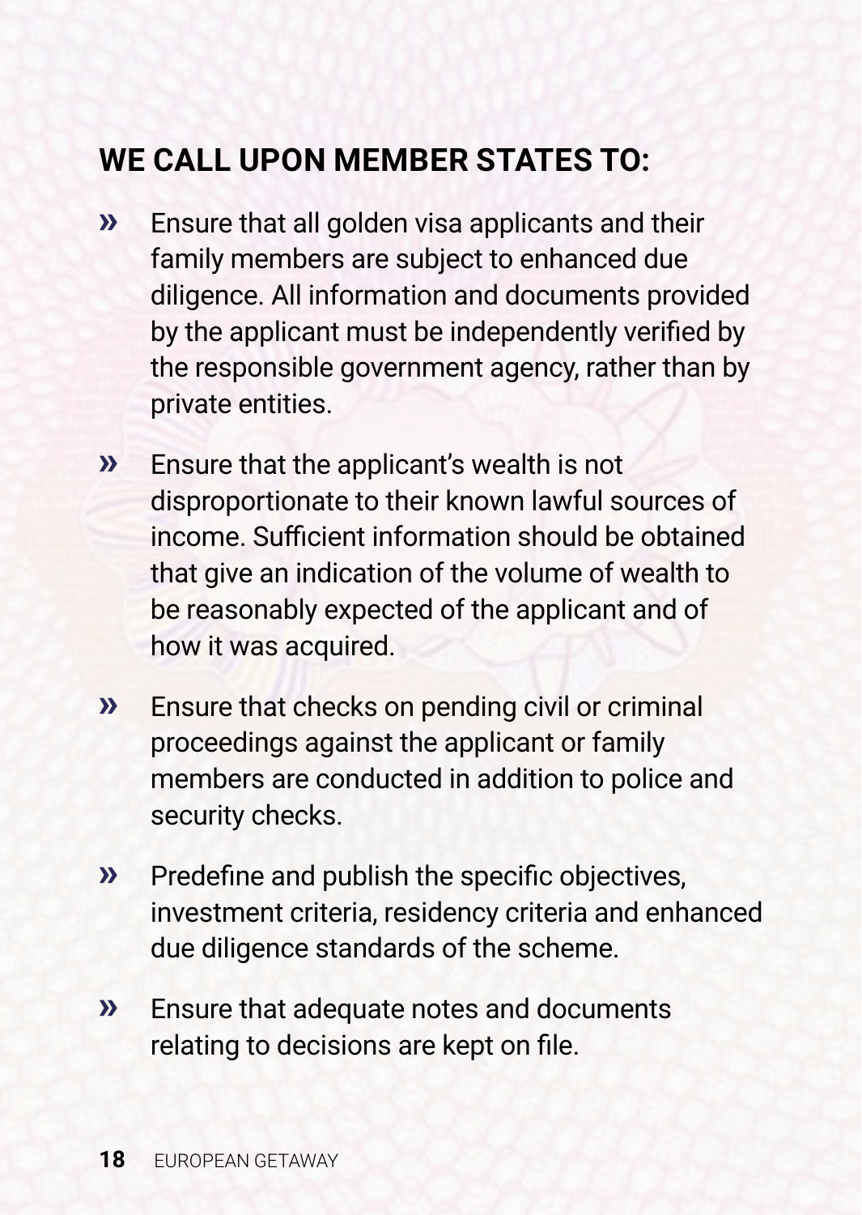## WE CALL UPON MEMBER STATES TO:

- Ensure that all golden visa applicants and their family members are subject to enhanced due diligence. All information and documents provided by the applicant must be independently verified by the responsible government agency, rather than by private entities.
- Ensure that the applicant's wealth is not disproportionate to their known lawful sources of income. Sufficient information should be obtained that give an indication of the volume of wealth to be reasonably expected of the applicant and of how it was acquired.
- Ensure that checks on pending civil or criminal proceedings against the applicant or family members are conducted in addition to police and security checks.
- Predefine and publish the specific objectives, investment criteria, residency criteria and enhanced due diligence standards of the scheme.
- Ensure that adequate notes and documents relating to decisions are kept on file.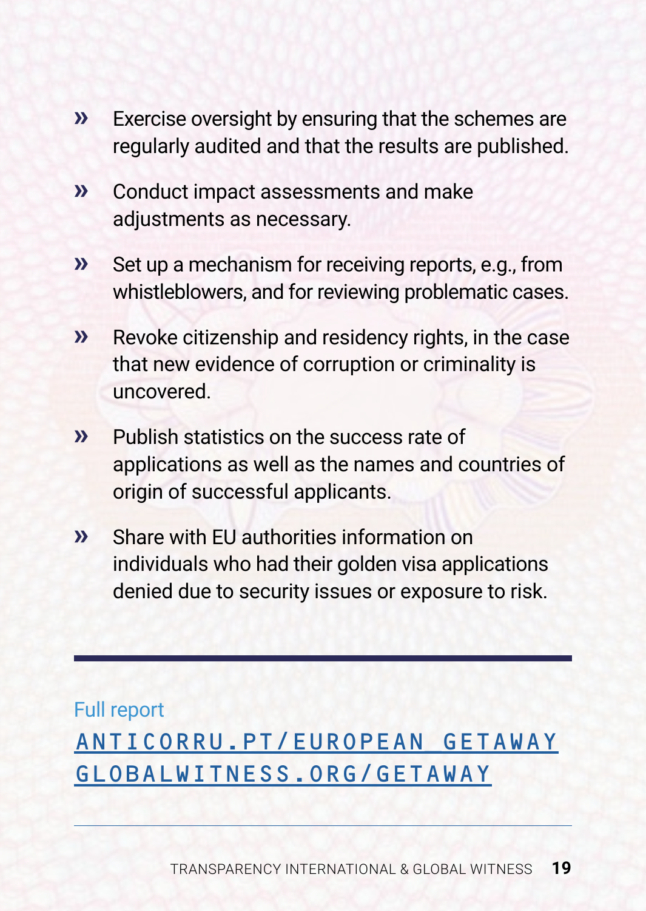- Exercise oversight by ensuring that the schemes are regularly audited and that the results are published.
- Conduct impact assessments and make adjustments as necessary.
- Set up a mechanism for receiving reports, e.g., from whistleblowers, and for reviewing problematic cases.
- Revoke citizenship and residency rights, in the case that new evidence of corruption or criminality is uncovered.
- Publish statistics on the success rate of applications as well as the names and countries of origin of successful applicants.
- Share with EU authorities information on individuals who had their golden visa applications denied due to security issues or exposure to risk.

---

Full report

ANTICORRU.PT/EUROPEAN_GETAWAY

GLOBALWITNESS.ORG/GETAWAY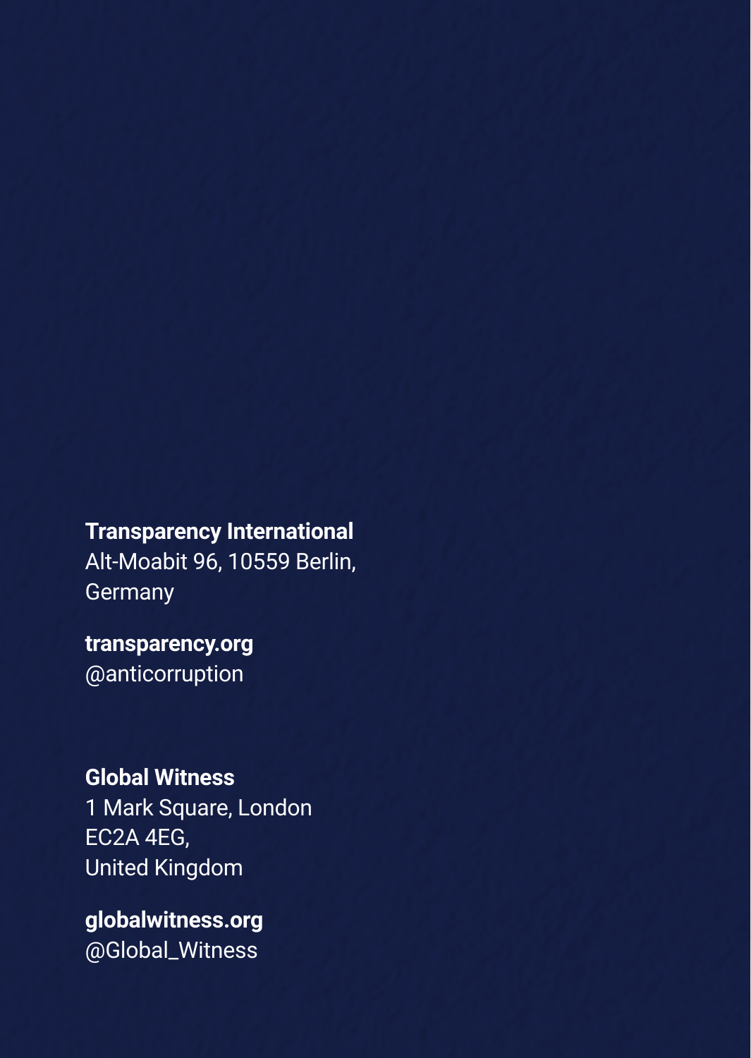**Transparency International**
Alt-Moabit 96, 10559 Berlin,
Germany

**transparency.org**
@anticorruption

**Global Witness**
1 Mark Square, London
EC2A 4EG,
United Kingdom

**globalwitness.org**
@Global_Witness